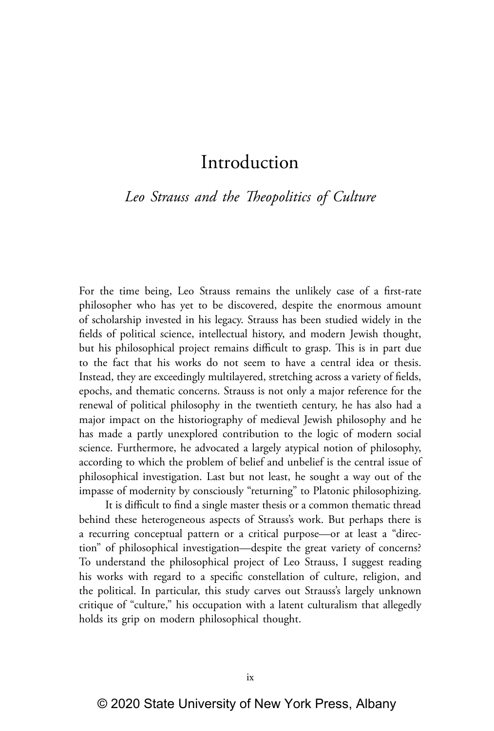# Introduction

## *Leo Strauss and the Theopolitics of Culture*

For the time being, Leo Strauss remains the unlikely case of a first-rate philosopher who has yet to be discovered, despite the enormous amount of scholarship invested in his legacy. Strauss has been studied widely in the fields of political science, intellectual history, and modern Jewish thought, but his philosophical project remains difficult to grasp. This is in part due to the fact that his works do not seem to have a central idea or thesis. Instead, they are exceedingly multilayered, stretching across a variety of fields, epochs, and thematic concerns. Strauss is not only a major reference for the renewal of political philosophy in the twentieth century, he has also had a major impact on the historiography of medieval Jewish philosophy and he has made a partly unexplored contribution to the logic of modern social science. Furthermore, he advocated a largely atypical notion of philosophy, according to which the problem of belief and unbelief is the central issue of philosophical investigation. Last but not least, he sought a way out of the impasse of modernity by consciously "returning" to Platonic philosophizing.

It is difficult to find a single master thesis or a common thematic thread behind these heterogeneous aspects of Strauss's work. But perhaps there is a recurring conceptual pattern or a critical purpose—or at least a "direction" of philosophical investigation—despite the great variety of concerns? To understand the philosophical project of Leo Strauss, I suggest reading his works with regard to a specific constellation of culture, religion, and the political. In particular, this study carves out Strauss's largely unknown critique of "culture," his occupation with a latent culturalism that allegedly holds its grip on modern philosophical thought.

© 2020 State University of New York Press, Albany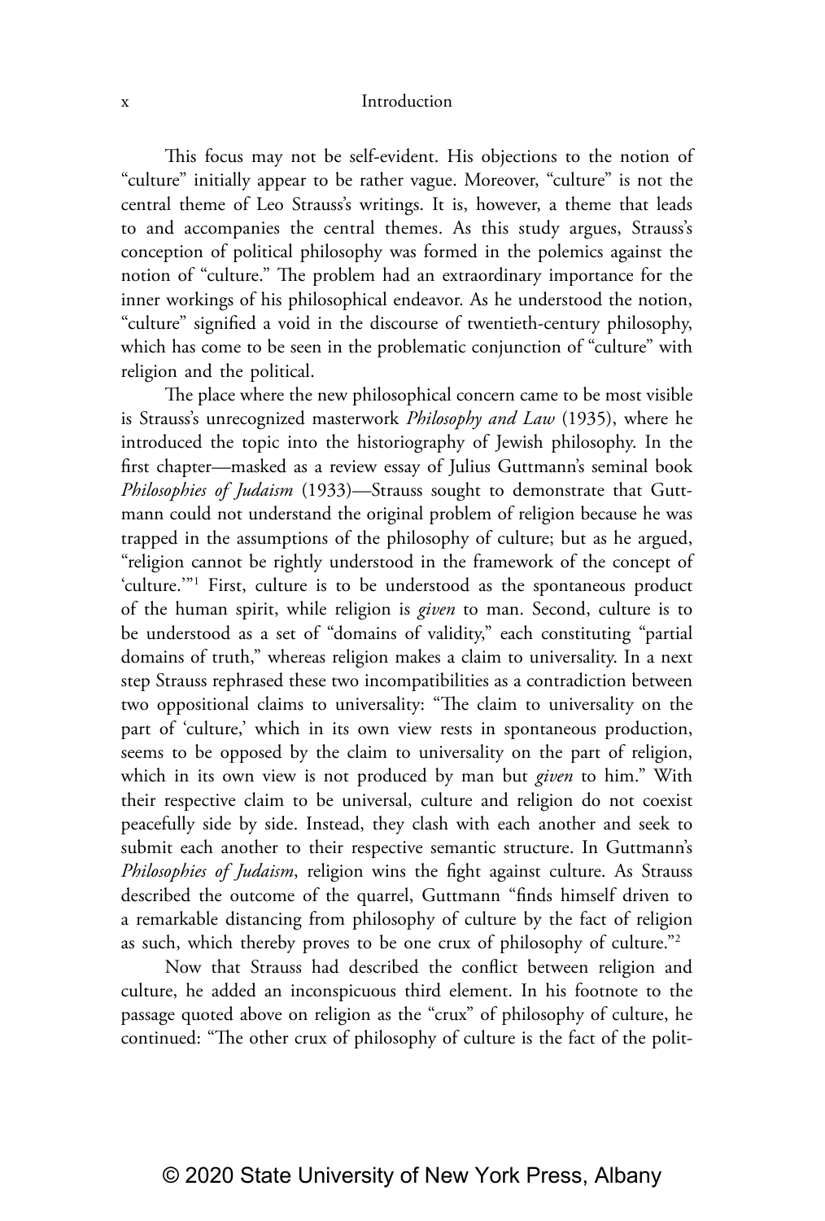This focus may not be self-evident. His objections to the notion of "culture" initially appear to be rather vague. Moreover, "culture" is not the central theme of Leo Strauss's writings. It is, however, a theme that leads to and accompanies the central themes. As this study argues, Strauss's conception of political philosophy was formed in the polemics against the notion of "culture." The problem had an extraordinary importance for the inner workings of his philosophical endeavor. As he understood the notion, "culture" signified a void in the discourse of twentieth-century philosophy, which has come to be seen in the problematic conjunction of "culture" with religion and the political.

The place where the new philosophical concern came to be most visible is Strauss's unrecognized masterwork *Philosophy and Law* (1935), where he introduced the topic into the historiography of Jewish philosophy. In the first chapter—masked as a review essay of Julius Guttmann's seminal book *Philosophies of Judaism* (1933)—Strauss sought to demonstrate that Guttmann could not understand the original problem of religion because he was trapped in the assumptions of the philosophy of culture; but as he argued, "religion cannot be rightly understood in the framework of the concept of 'culture.'"[1] First, culture is to be understood as the spontaneous product of the human spirit, while religion is *given* to man. Second, culture is to be understood as a set of "domains of validity," each constituting "partial domains of truth," whereas religion makes a claim to universality. In a next step Strauss rephrased these two incompatibilities as a contradiction between two oppositional claims to universality: "The claim to universality on the part of 'culture,' which in its own view rests in spontaneous production, seems to be opposed by the claim to universality on the part of religion, which in its own view is not produced by man but *given* to him." With their respective claim to be universal, culture and religion do not coexist peacefully side by side. Instead, they clash with each another and seek to submit each another to their respective semantic structure. In Guttmann's *Philosophies of Judaism*, religion wins the fight against culture. As Strauss described the outcome of the quarrel, Guttmann "finds himself driven to a remarkable distancing from philosophy of culture by the fact of religion as such, which thereby proves to be one crux of philosophy of culture."[2]

Now that Strauss had described the conflict between religion and culture, he added an inconspicuous third element. In his footnote to the passage quoted above on religion as the "crux" of philosophy of culture, he continued: "The other crux of philosophy of culture is the fact of the polit-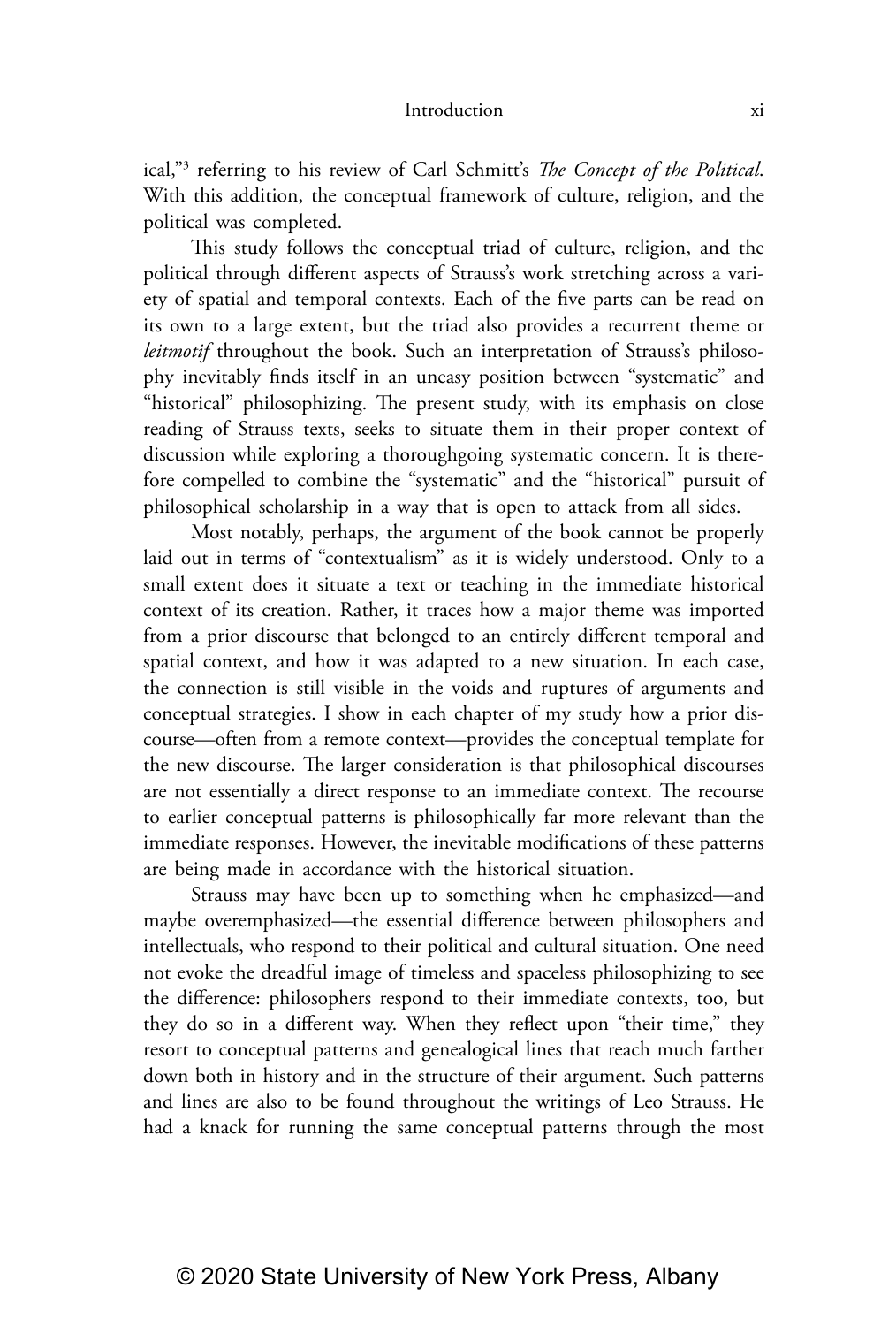ical,"[3] referring to his review of Carl Schmitt's *The Concept of the Political*. With this addition, the conceptual framework of culture, religion, and the political was completed.

This study follows the conceptual triad of culture, religion, and the political through different aspects of Strauss's work stretching across a variety of spatial and temporal contexts. Each of the five parts can be read on its own to a large extent, but the triad also provides a recurrent theme or *leitmotif* throughout the book. Such an interpretation of Strauss's philosophy inevitably finds itself in an uneasy position between "systematic" and "historical" philosophizing. The present study, with its emphasis on close reading of Strauss texts, seeks to situate them in their proper context of discussion while exploring a thoroughgoing systematic concern. It is therefore compelled to combine the "systematic" and the "historical" pursuit of philosophical scholarship in a way that is open to attack from all sides.

Most notably, perhaps, the argument of the book cannot be properly laid out in terms of "contextualism" as it is widely understood. Only to a small extent does it situate a text or teaching in the immediate historical context of its creation. Rather, it traces how a major theme was imported from a prior discourse that belonged to an entirely different temporal and spatial context, and how it was adapted to a new situation. In each case, the connection is still visible in the voids and ruptures of arguments and conceptual strategies. I show in each chapter of my study how a prior discourse—often from a remote context—provides the conceptual template for the new discourse. The larger consideration is that philosophical discourses are not essentially a direct response to an immediate context. The recourse to earlier conceptual patterns is philosophically far more relevant than the immediate responses. However, the inevitable modifications of these patterns are being made in accordance with the historical situation.

Strauss may have been up to something when he emphasized—and maybe overemphasized—the essential difference between philosophers and intellectuals, who respond to their political and cultural situation. One need not evoke the dreadful image of timeless and spaceless philosophizing to see the difference: philosophers respond to their immediate contexts, too, but they do so in a different way. When they reflect upon "their time," they resort to conceptual patterns and genealogical lines that reach much farther down both in history and in the structure of their argument. Such patterns and lines are also to be found throughout the writings of Leo Strauss. He had a knack for running the same conceptual patterns through the most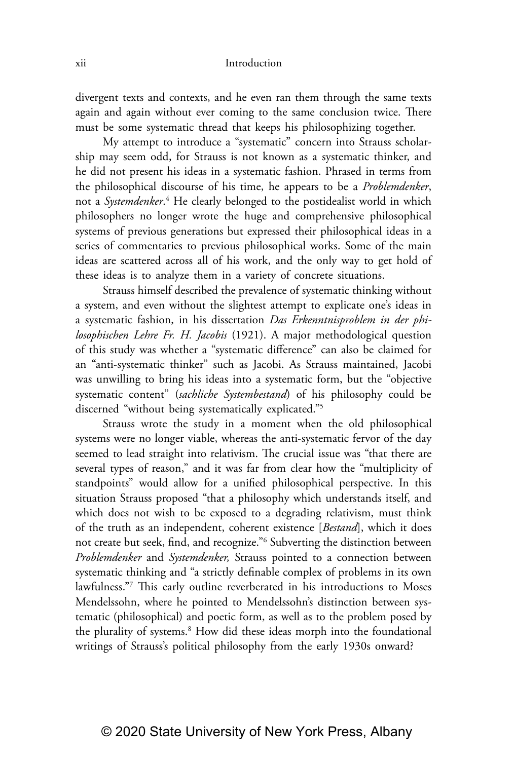divergent texts and contexts, and he even ran them through the same texts again and again without ever coming to the same conclusion twice. There must be some systematic thread that keeps his philosophizing together.

My attempt to introduce a "systematic" concern into Strauss scholarship may seem odd, for Strauss is not known as a systematic thinker, and he did not present his ideas in a systematic fashion. Phrased in terms from the philosophical discourse of his time, he appears to be a *Problemdenker*, not a *Systemdenker*.[4] He clearly belonged to the postidealist world in which philosophers no longer wrote the huge and comprehensive philosophical systems of previous generations but expressed their philosophical ideas in a series of commentaries to previous philosophical works. Some of the main ideas are scattered across all of his work, and the only way to get hold of these ideas is to analyze them in a variety of concrete situations.

Strauss himself described the prevalence of systematic thinking without a system, and even without the slightest attempt to explicate one's ideas in a systematic fashion, in his dissertation *Das Erkenntnisproblem in der philosophischen Lehre Fr. H. Jacobis* (1921). A major methodological question of this study was whether a "systematic difference" can also be claimed for an "anti-systematic thinker" such as Jacobi. As Strauss maintained, Jacobi was unwilling to bring his ideas into a systematic form, but the "objective systematic content" (*sachliche Systembestand*) of his philosophy could be discerned "without being systematically explicated."[5]

Strauss wrote the study in a moment when the old philosophical systems were no longer viable, whereas the anti-systematic fervor of the day seemed to lead straight into relativism. The crucial issue was "that there are several types of reason," and it was far from clear how the "multiplicity of standpoints" would allow for a unified philosophical perspective. In this situation Strauss proposed "that a philosophy which understands itself, and which does not wish to be exposed to a degrading relativism, must think of the truth as an independent, coherent existence [*Bestand*], which it does not create but seek, find, and recognize."[6] Subverting the distinction between *Problemdenker* and *Systemdenker,* Strauss pointed to a connection between systematic thinking and "a strictly definable complex of problems in its own lawfulness."[7] This early outline reverberated in his introductions to Moses Mendelssohn, where he pointed to Mendelssohn's distinction between systematic (philosophical) and poetic form, as well as to the problem posed by the plurality of systems.[8] How did these ideas morph into the foundational writings of Strauss's political philosophy from the early 1930s onward?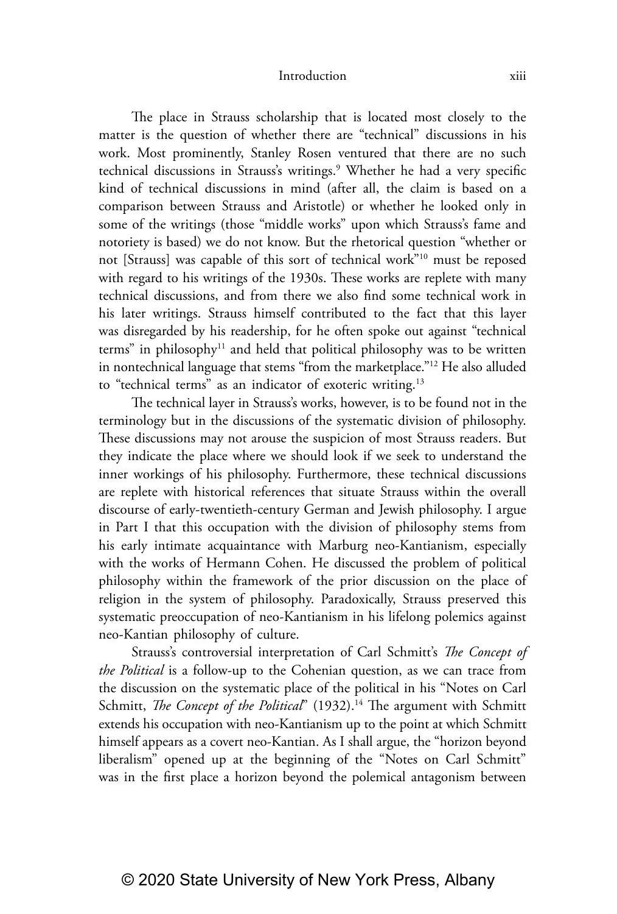The place in Strauss scholarship that is located most closely to the matter is the question of whether there are "technical" discussions in his work. Most prominently, Stanley Rosen ventured that there are no such technical discussions in Strauss's writings.[9] Whether he had a very specific kind of technical discussions in mind (after all, the claim is based on a comparison between Strauss and Aristotle) or whether he looked only in some of the writings (those "middle works" upon which Strauss's fame and notoriety is based) we do not know. But the rhetorical question "whether or not [Strauss] was capable of this sort of technical work"[10] must be reposed with regard to his writings of the 1930s. These works are replete with many technical discussions, and from there we also find some technical work in his later writings. Strauss himself contributed to the fact that this layer was disregarded by his readership, for he often spoke out against "technical terms" in philosophy[11] and held that political philosophy was to be written in nontechnical language that stems "from the marketplace."[12] He also alluded to "technical terms" as an indicator of exoteric writing.[13]

The technical layer in Strauss's works, however, is to be found not in the terminology but in the discussions of the systematic division of philosophy. These discussions may not arouse the suspicion of most Strauss readers. But they indicate the place where we should look if we seek to understand the inner workings of his philosophy. Furthermore, these technical discussions are replete with historical references that situate Strauss within the overall discourse of early-twentieth-century German and Jewish philosophy. I argue in Part I that this occupation with the division of philosophy stems from his early intimate acquaintance with Marburg neo-Kantianism, especially with the works of Hermann Cohen. He discussed the problem of political philosophy within the framework of the prior discussion on the place of religion in the system of philosophy. Paradoxically, Strauss preserved this systematic preoccupation of neo-Kantianism in his lifelong polemics against neo-Kantian philosophy of culture.

Strauss's controversial interpretation of Carl Schmitt's *The Concept of the Political* is a follow-up to the Cohenian question, as we can trace from the discussion on the systematic place of the political in his "Notes on Carl Schmitt, *The Concept of the Political*" (1932).[14] The argument with Schmitt extends his occupation with neo-Kantianism up to the point at which Schmitt himself appears as a covert neo-Kantian. As I shall argue, the "horizon beyond liberalism" opened up at the beginning of the "Notes on Carl Schmitt" was in the first place a horizon beyond the polemical antagonism between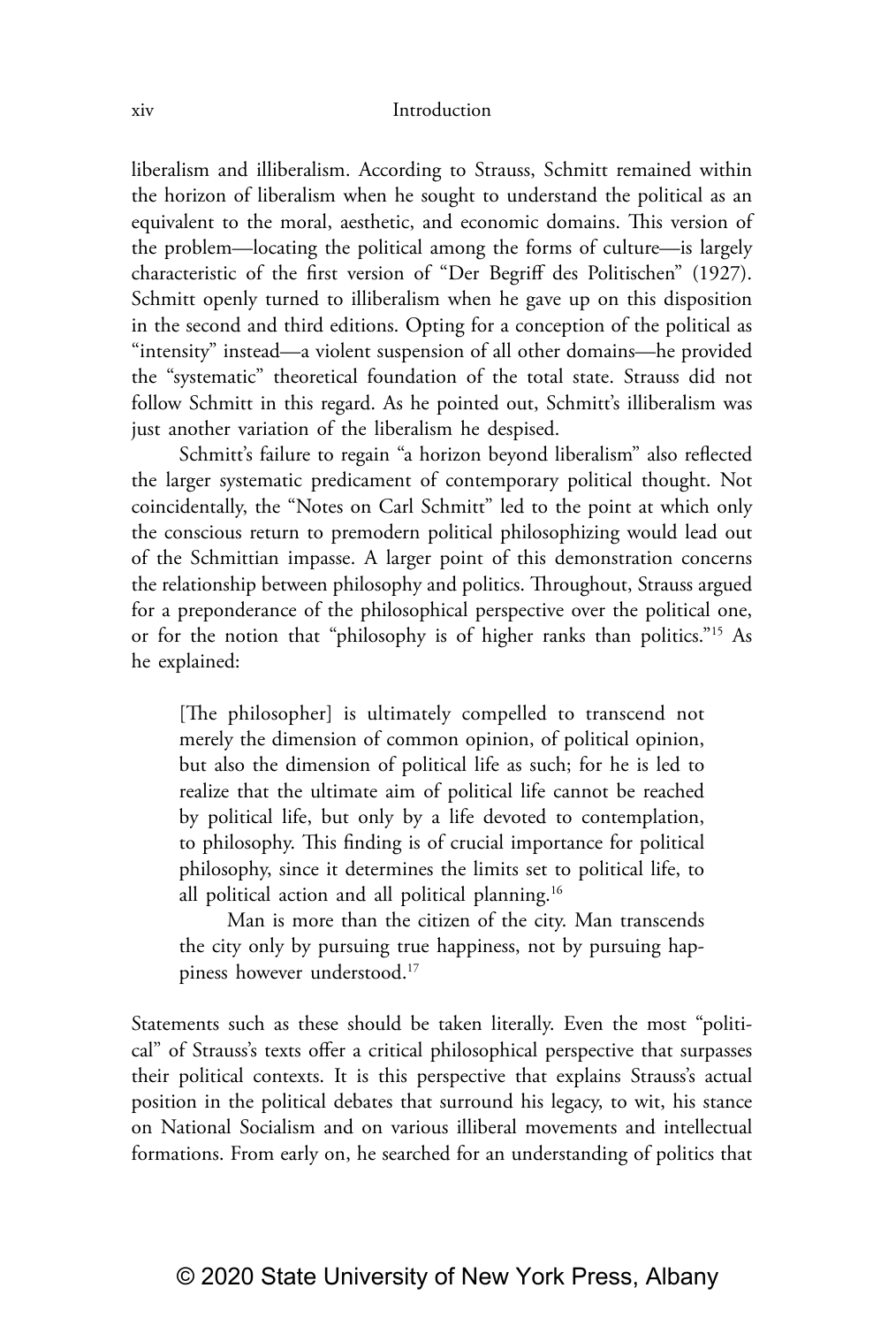liberalism and illiberalism. According to Strauss, Schmitt remained within the horizon of liberalism when he sought to understand the political as an equivalent to the moral, aesthetic, and economic domains. This version of the problem—locating the political among the forms of culture—is largely characteristic of the first version of "Der Begriff des Politischen" (1927). Schmitt openly turned to illiberalism when he gave up on this disposition in the second and third editions. Opting for a conception of the political as "intensity" instead—a violent suspension of all other domains—he provided the "systematic" theoretical foundation of the total state. Strauss did not follow Schmitt in this regard. As he pointed out, Schmitt's illiberalism was just another variation of the liberalism he despised.

Schmitt's failure to regain "a horizon beyond liberalism" also reflected the larger systematic predicament of contemporary political thought. Not coincidentally, the "Notes on Carl Schmitt" led to the point at which only the conscious return to premodern political philosophizing would lead out of the Schmittian impasse. A larger point of this demonstration concerns the relationship between philosophy and politics. Throughout, Strauss argued for a preponderance of the philosophical perspective over the political one, or for the notion that "philosophy is of higher ranks than politics."[15] As he explained:

> [The philosopher] is ultimately compelled to transcend not merely the dimension of common opinion, of political opinion, but also the dimension of political life as such; for he is led to realize that the ultimate aim of political life cannot be reached by political life, but only by a life devoted to contemplation, to philosophy. This finding is of crucial importance for political philosophy, since it determines the limits set to political life, to all political action and all political planning.[16]
>
> Man is more than the citizen of the city. Man transcends the city only by pursuing true happiness, not by pursuing happiness however understood.[17]

Statements such as these should be taken literally. Even the most "political" of Strauss's texts offer a critical philosophical perspective that surpasses their political contexts. It is this perspective that explains Strauss's actual position in the political debates that surround his legacy, to wit, his stance on National Socialism and on various illiberal movements and intellectual formations. From early on, he searched for an understanding of politics that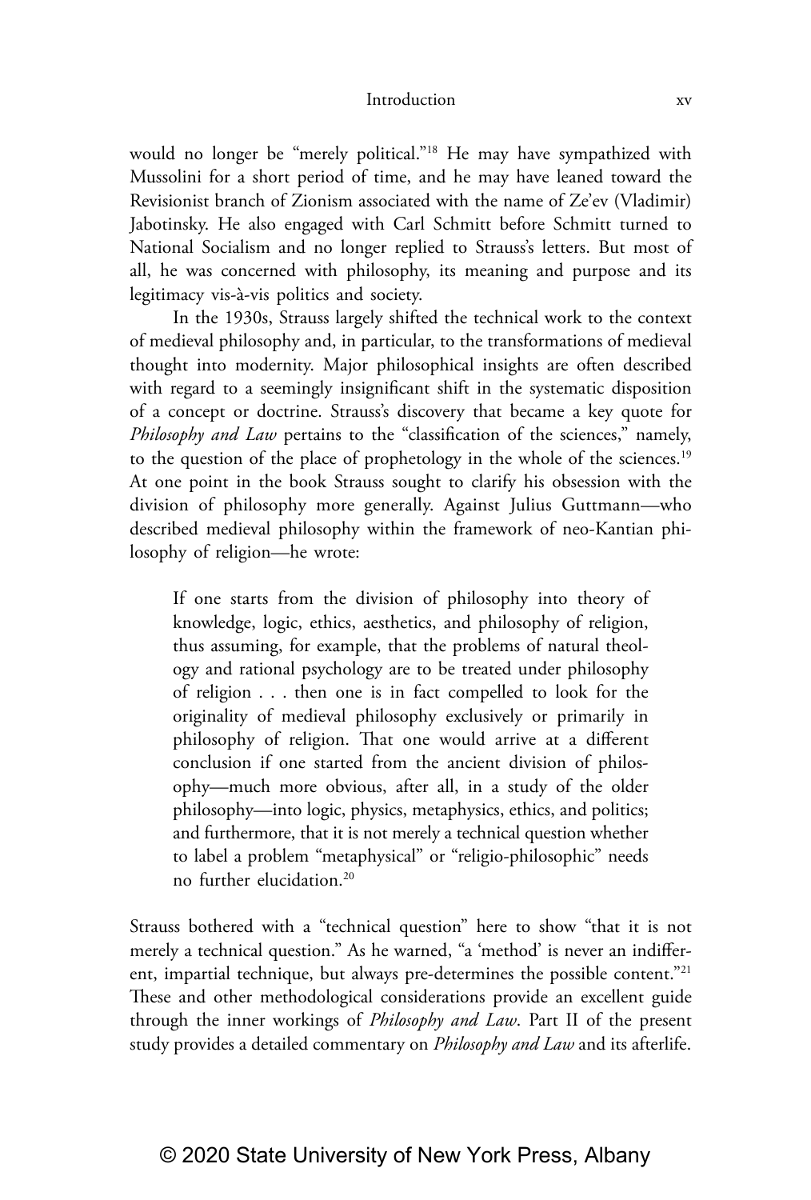would no longer be "merely political."[18] He may have sympathized with Mussolini for a short period of time, and he may have leaned toward the Revisionist branch of Zionism associated with the name of Ze'ev (Vladimir) Jabotinsky. He also engaged with Carl Schmitt before Schmitt turned to National Socialism and no longer replied to Strauss's letters. But most of all, he was concerned with philosophy, its meaning and purpose and its legitimacy vis-à-vis politics and society.

In the 1930s, Strauss largely shifted the technical work to the context of medieval philosophy and, in particular, to the transformations of medieval thought into modernity. Major philosophical insights are often described with regard to a seemingly insignificant shift in the systematic disposition of a concept or doctrine. Strauss's discovery that became a key quote for *Philosophy and Law* pertains to the "classification of the sciences," namely, to the question of the place of prophetology in the whole of the sciences.[19] At one point in the book Strauss sought to clarify his obsession with the division of philosophy more generally. Against Julius Guttmann—who described medieval philosophy within the framework of neo-Kantian philosophy of religion—he wrote:

> If one starts from the division of philosophy into theory of knowledge, logic, ethics, aesthetics, and philosophy of religion, thus assuming, for example, that the problems of natural theology and rational psychology are to be treated under philosophy of religion . . . then one is in fact compelled to look for the originality of medieval philosophy exclusively or primarily in philosophy of religion. That one would arrive at a different conclusion if one started from the ancient division of philosophy—much more obvious, after all, in a study of the older philosophy—into logic, physics, metaphysics, ethics, and politics; and furthermore, that it is not merely a technical question whether to label a problem "metaphysical" or "religio-philosophic" needs no further elucidation.[20]

Strauss bothered with a "technical question" here to show "that it is not merely a technical question." As he warned, "a 'method' is never an indifferent, impartial technique, but always pre-determines the possible content."[21] These and other methodological considerations provide an excellent guide through the inner workings of *Philosophy and Law*. Part II of the present study provides a detailed commentary on *Philosophy and Law* and its afterlife.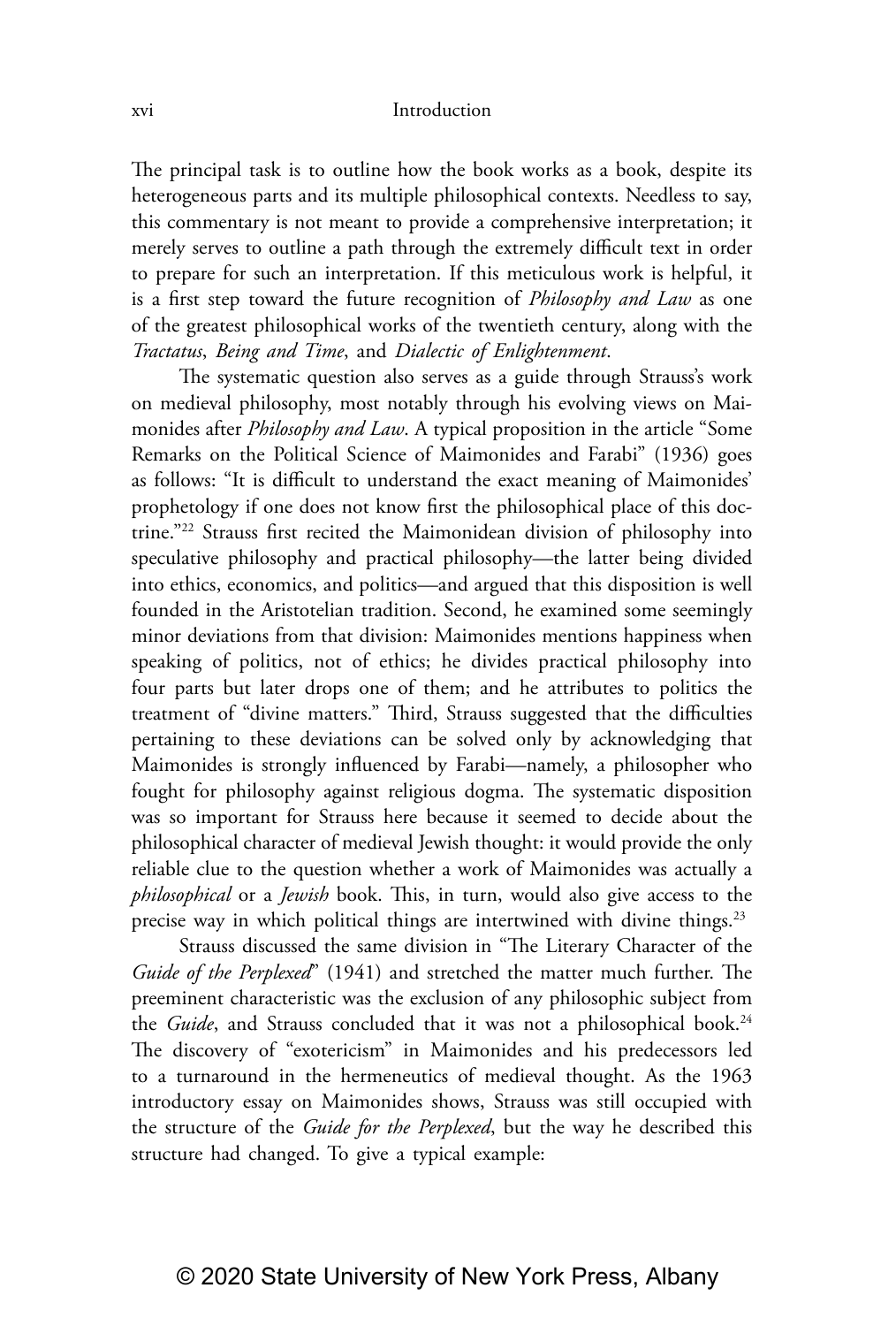The principal task is to outline how the book works as a book, despite its heterogeneous parts and its multiple philosophical contexts. Needless to say, this commentary is not meant to provide a comprehensive interpretation; it merely serves to outline a path through the extremely difficult text in order to prepare for such an interpretation. If this meticulous work is helpful, it is a first step toward the future recognition of *Philosophy and Law* as one of the greatest philosophical works of the twentieth century, along with the *Tractatus*, *Being and Time*, and *Dialectic of Enlightenment*.

The systematic question also serves as a guide through Strauss's work on medieval philosophy, most notably through his evolving views on Maimonides after *Philosophy and Law*. A typical proposition in the article "Some Remarks on the Political Science of Maimonides and Farabi" (1936) goes as follows: "It is difficult to understand the exact meaning of Maimonides' prophetology if one does not know first the philosophical place of this doctrine."[22] Strauss first recited the Maimonidean division of philosophy into speculative philosophy and practical philosophy—the latter being divided into ethics, economics, and politics—and argued that this disposition is well founded in the Aristotelian tradition. Second, he examined some seemingly minor deviations from that division: Maimonides mentions happiness when speaking of politics, not of ethics; he divides practical philosophy into four parts but later drops one of them; and he attributes to politics the treatment of "divine matters." Third, Strauss suggested that the difficulties pertaining to these deviations can be solved only by acknowledging that Maimonides is strongly influenced by Farabi—namely, a philosopher who fought for philosophy against religious dogma. The systematic disposition was so important for Strauss here because it seemed to decide about the philosophical character of medieval Jewish thought: it would provide the only reliable clue to the question whether a work of Maimonides was actually a *philosophical* or a *Jewish* book. This, in turn, would also give access to the precise way in which political things are intertwined with divine things.[23]

Strauss discussed the same division in "The Literary Character of the *Guide of the Perplexed*" (1941) and stretched the matter much further. The preeminent characteristic was the exclusion of any philosophic subject from the *Guide*, and Strauss concluded that it was not a philosophical book.[24] The discovery of "exotericism" in Maimonides and his predecessors led to a turnaround in the hermeneutics of medieval thought. As the 1963 introductory essay on Maimonides shows, Strauss was still occupied with the structure of the *Guide for the Perplexed*, but the way he described this structure had changed. To give a typical example: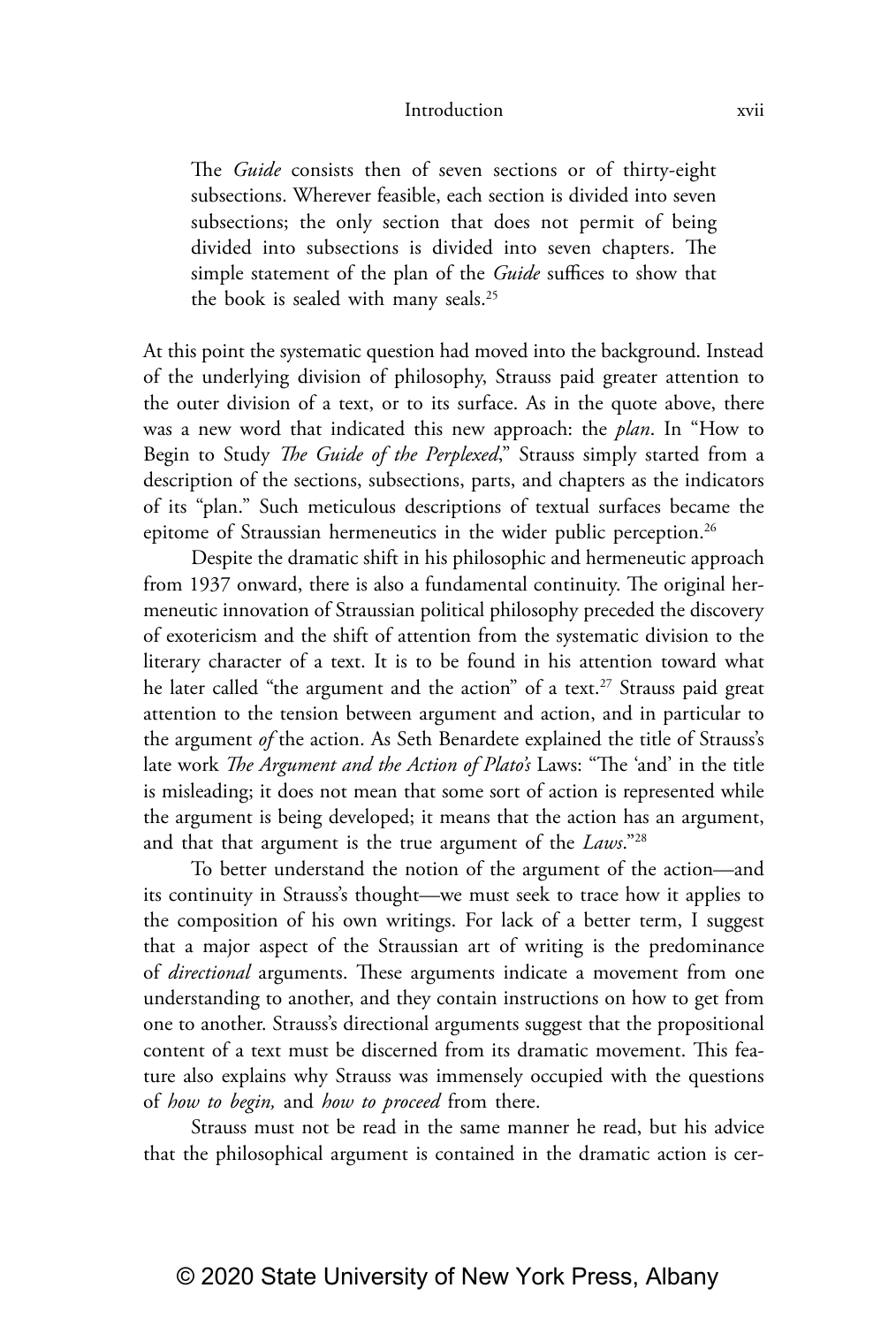> The *Guide* consists then of seven sections or of thirty-eight subsections. Wherever feasible, each section is divided into seven subsections; the only section that does not permit of being divided into subsections is divided into seven chapters. The simple statement of the plan of the *Guide* suffices to show that the book is sealed with many seals.[25]

At this point the systematic question had moved into the background. Instead of the underlying division of philosophy, Strauss paid greater attention to the outer division of a text, or to its surface. As in the quote above, there was a new word that indicated this new approach: the *plan*. In "How to Begin to Study *The Guide of the Perplexed*," Strauss simply started from a description of the sections, subsections, parts, and chapters as the indicators of its "plan." Such meticulous descriptions of textual surfaces became the epitome of Straussian hermeneutics in the wider public perception.[26]

Despite the dramatic shift in his philosophic and hermeneutic approach from 1937 onward, there is also a fundamental continuity. The original hermeneutic innovation of Straussian political philosophy preceded the discovery of exotericism and the shift of attention from the systematic division to the literary character of a text. It is to be found in his attention toward what he later called "the argument and the action" of a text.[27] Strauss paid great attention to the tension between argument and action, and in particular to the argument *of* the action. As Seth Benardete explained the title of Strauss's late work *The Argument and the Action of Plato's* Laws: "The 'and' in the title is misleading; it does not mean that some sort of action is represented while the argument is being developed; it means that the action has an argument, and that that argument is the true argument of the *Laws*."[28]

To better understand the notion of the argument of the action—and its continuity in Strauss's thought—we must seek to trace how it applies to the composition of his own writings. For lack of a better term, I suggest that a major aspect of the Straussian art of writing is the predominance of *directional* arguments. These arguments indicate a movement from one understanding to another, and they contain instructions on how to get from one to another. Strauss's directional arguments suggest that the propositional content of a text must be discerned from its dramatic movement. This feature also explains why Strauss was immensely occupied with the questions of *how to begin,* and *how to proceed* from there.

Strauss must not be read in the same manner he read, but his advice that the philosophical argument is contained in the dramatic action is cer-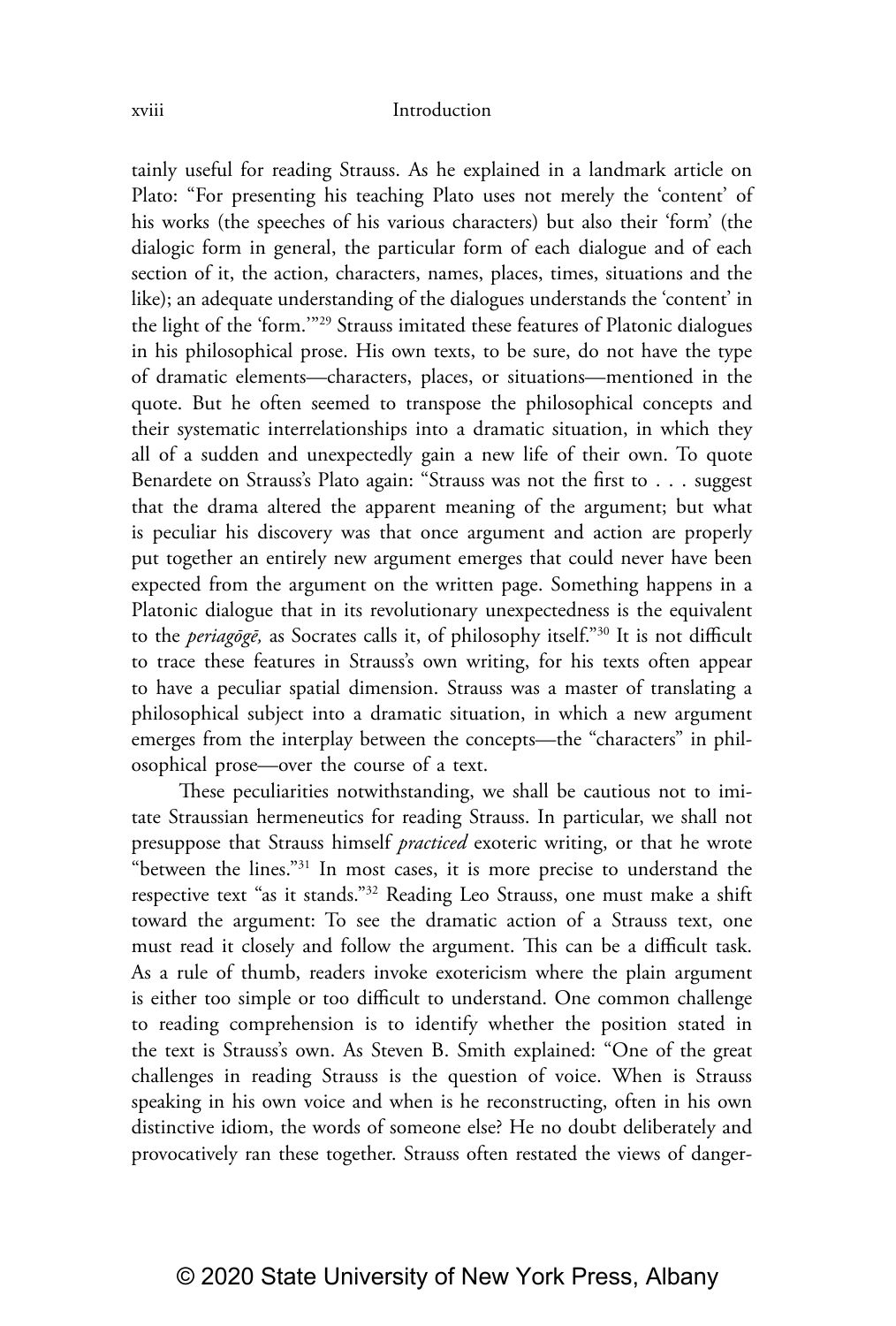tainly useful for reading Strauss. As he explained in a landmark article on Plato: "For presenting his teaching Plato uses not merely the 'content' of his works (the speeches of his various characters) but also their 'form' (the dialogic form in general, the particular form of each dialogue and of each section of it, the action, characters, names, places, times, situations and the like); an adequate understanding of the dialogues understands the 'content' in the light of the 'form.'"[29] Strauss imitated these features of Platonic dialogues in his philosophical prose. His own texts, to be sure, do not have the type of dramatic elements—characters, places, or situations—mentioned in the quote. But he often seemed to transpose the philosophical concepts and their systematic interrelationships into a dramatic situation, in which they all of a sudden and unexpectedly gain a new life of their own. To quote Benardete on Strauss's Plato again: "Strauss was not the first to . . . suggest that the drama altered the apparent meaning of the argument; but what is peculiar his discovery was that once argument and action are properly put together an entirely new argument emerges that could never have been expected from the argument on the written page. Something happens in a Platonic dialogue that in its revolutionary unexpectedness is the equivalent to the *periagōgē,* as Socrates calls it, of philosophy itself."[30] It is not difficult to trace these features in Strauss's own writing, for his texts often appear to have a peculiar spatial dimension. Strauss was a master of translating a philosophical subject into a dramatic situation, in which a new argument emerges from the interplay between the concepts—the "characters" in philosophical prose—over the course of a text.

These peculiarities notwithstanding, we shall be cautious not to imitate Straussian hermeneutics for reading Strauss. In particular, we shall not presuppose that Strauss himself *practiced* exoteric writing, or that he wrote "between the lines."[31] In most cases, it is more precise to understand the respective text "as it stands."[32] Reading Leo Strauss, one must make a shift toward the argument: To see the dramatic action of a Strauss text, one must read it closely and follow the argument. This can be a difficult task. As a rule of thumb, readers invoke exotericism where the plain argument is either too simple or too difficult to understand. One common challenge to reading comprehension is to identify whether the position stated in the text is Strauss's own. As Steven B. Smith explained: "One of the great challenges in reading Strauss is the question of voice. When is Strauss speaking in his own voice and when is he reconstructing, often in his own distinctive idiom, the words of someone else? He no doubt deliberately and provocatively ran these together. Strauss often restated the views of danger-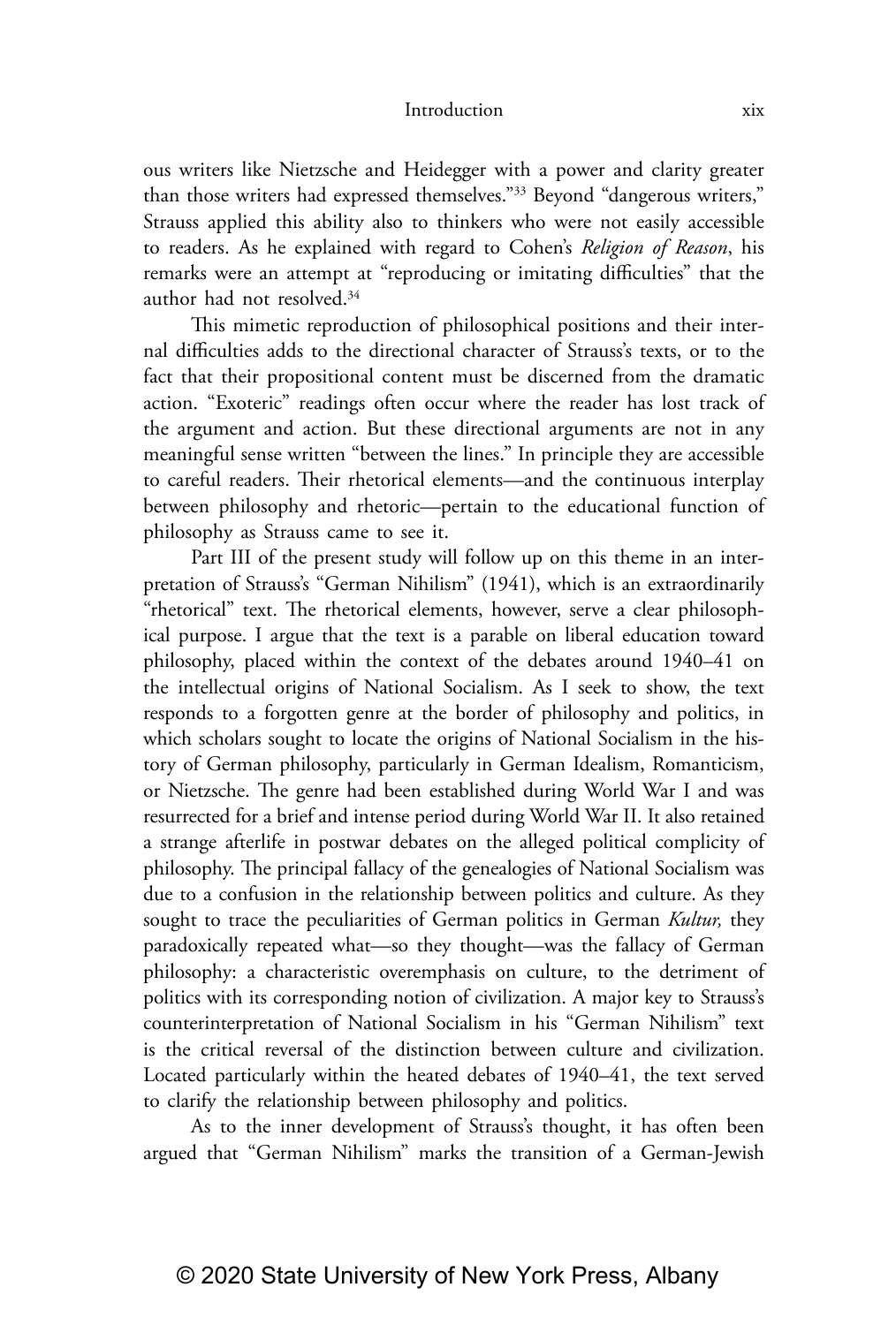ous writers like Nietzsche and Heidegger with a power and clarity greater than those writers had expressed themselves."[33] Beyond "dangerous writers," Strauss applied this ability also to thinkers who were not easily accessible to readers. As he explained with regard to Cohen's *Religion of Reason*, his remarks were an attempt at "reproducing or imitating difficulties" that the author had not resolved.[34]

This mimetic reproduction of philosophical positions and their internal difficulties adds to the directional character of Strauss's texts, or to the fact that their propositional content must be discerned from the dramatic action. "Exoteric" readings often occur where the reader has lost track of the argument and action. But these directional arguments are not in any meaningful sense written "between the lines." In principle they are accessible to careful readers. Their rhetorical elements—and the continuous interplay between philosophy and rhetoric—pertain to the educational function of philosophy as Strauss came to see it.

Part III of the present study will follow up on this theme in an interpretation of Strauss's "German Nihilism" (1941), which is an extraordinarily "rhetorical" text. The rhetorical elements, however, serve a clear philosophical purpose. I argue that the text is a parable on liberal education toward philosophy, placed within the context of the debates around 1940–41 on the intellectual origins of National Socialism. As I seek to show, the text responds to a forgotten genre at the border of philosophy and politics, in which scholars sought to locate the origins of National Socialism in the history of German philosophy, particularly in German Idealism, Romanticism, or Nietzsche. The genre had been established during World War I and was resurrected for a brief and intense period during World War II. It also retained a strange afterlife in postwar debates on the alleged political complicity of philosophy. The principal fallacy of the genealogies of National Socialism was due to a confusion in the relationship between politics and culture. As they sought to trace the peculiarities of German politics in German *Kultur,* they paradoxically repeated what—so they thought—was the fallacy of German philosophy: a characteristic overemphasis on culture, to the detriment of politics with its corresponding notion of civilization. A major key to Strauss's counterinterpretation of National Socialism in his "German Nihilism" text is the critical reversal of the distinction between culture and civilization. Located particularly within the heated debates of 1940–41, the text served to clarify the relationship between philosophy and politics.

As to the inner development of Strauss's thought, it has often been argued that "German Nihilism" marks the transition of a German-Jewish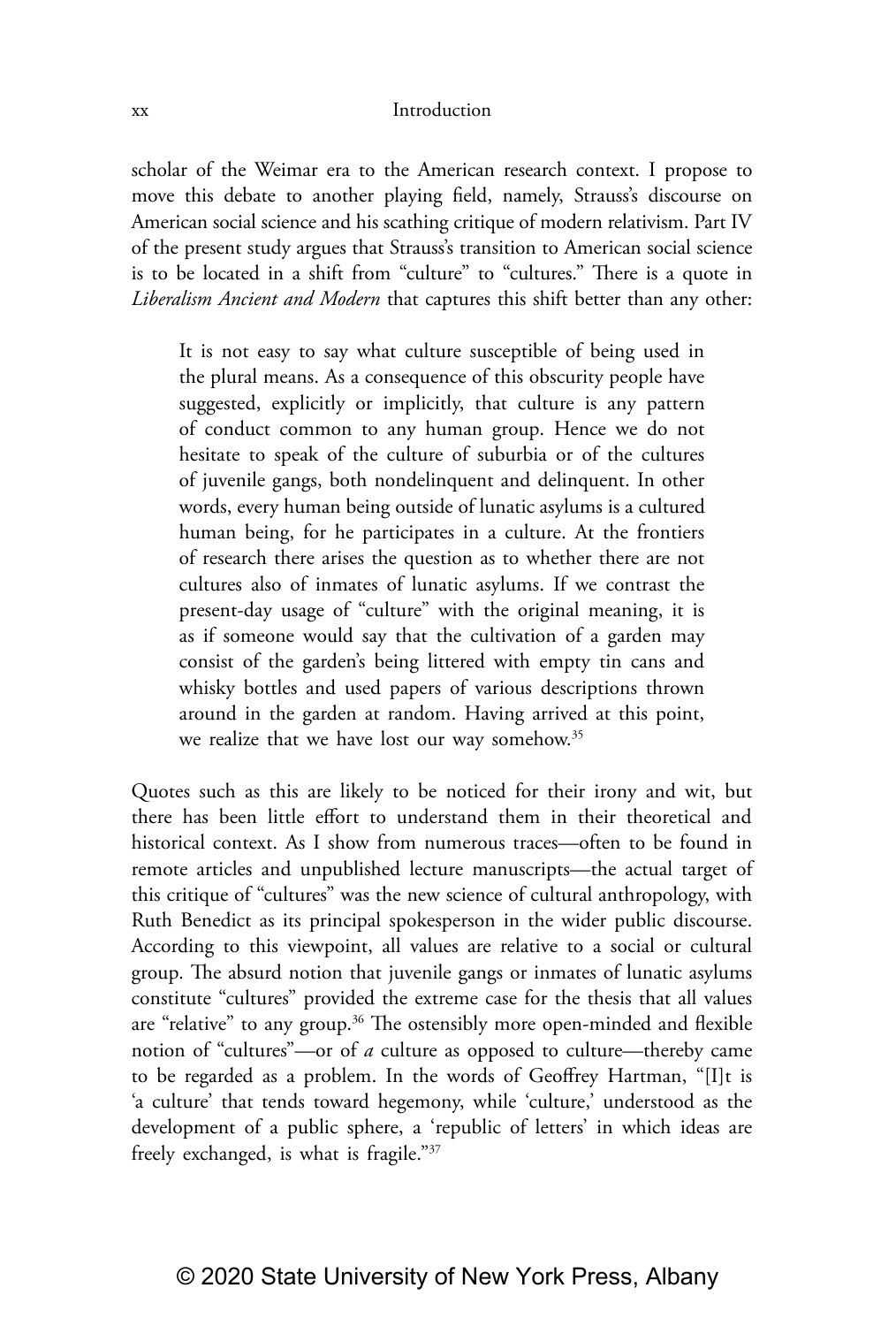scholar of the Weimar era to the American research context. I propose to move this debate to another playing field, namely, Strauss's discourse on American social science and his scathing critique of modern relativism. Part IV of the present study argues that Strauss's transition to American social science is to be located in a shift from "culture" to "cultures." There is a quote in *Liberalism Ancient and Modern* that captures this shift better than any other:

> It is not easy to say what culture susceptible of being used in the plural means. As a consequence of this obscurity people have suggested, explicitly or implicitly, that culture is any pattern of conduct common to any human group. Hence we do not hesitate to speak of the culture of suburbia or of the cultures of juvenile gangs, both nondelinquent and delinquent. In other words, every human being outside of lunatic asylums is a cultured human being, for he participates in a culture. At the frontiers of research there arises the question as to whether there are not cultures also of inmates of lunatic asylums. If we contrast the present-day usage of "culture" with the original meaning, it is as if someone would say that the cultivation of a garden may consist of the garden's being littered with empty tin cans and whisky bottles and used papers of various descriptions thrown around in the garden at random. Having arrived at this point, we realize that we have lost our way somehow.[35]

Quotes such as this are likely to be noticed for their irony and wit, but there has been little effort to understand them in their theoretical and historical context. As I show from numerous traces—often to be found in remote articles and unpublished lecture manuscripts—the actual target of this critique of "cultures" was the new science of cultural anthropology, with Ruth Benedict as its principal spokesperson in the wider public discourse. According to this viewpoint, all values are relative to a social or cultural group. The absurd notion that juvenile gangs or inmates of lunatic asylums constitute "cultures" provided the extreme case for the thesis that all values are "relative" to any group.[36] The ostensibly more open-minded and flexible notion of "cultures"—or of *a* culture as opposed to culture—thereby came to be regarded as a problem. In the words of Geoffrey Hartman, "[I]t is 'a culture' that tends toward hegemony, while 'culture,' understood as the development of a public sphere, a 'republic of letters' in which ideas are freely exchanged, is what is fragile."[37]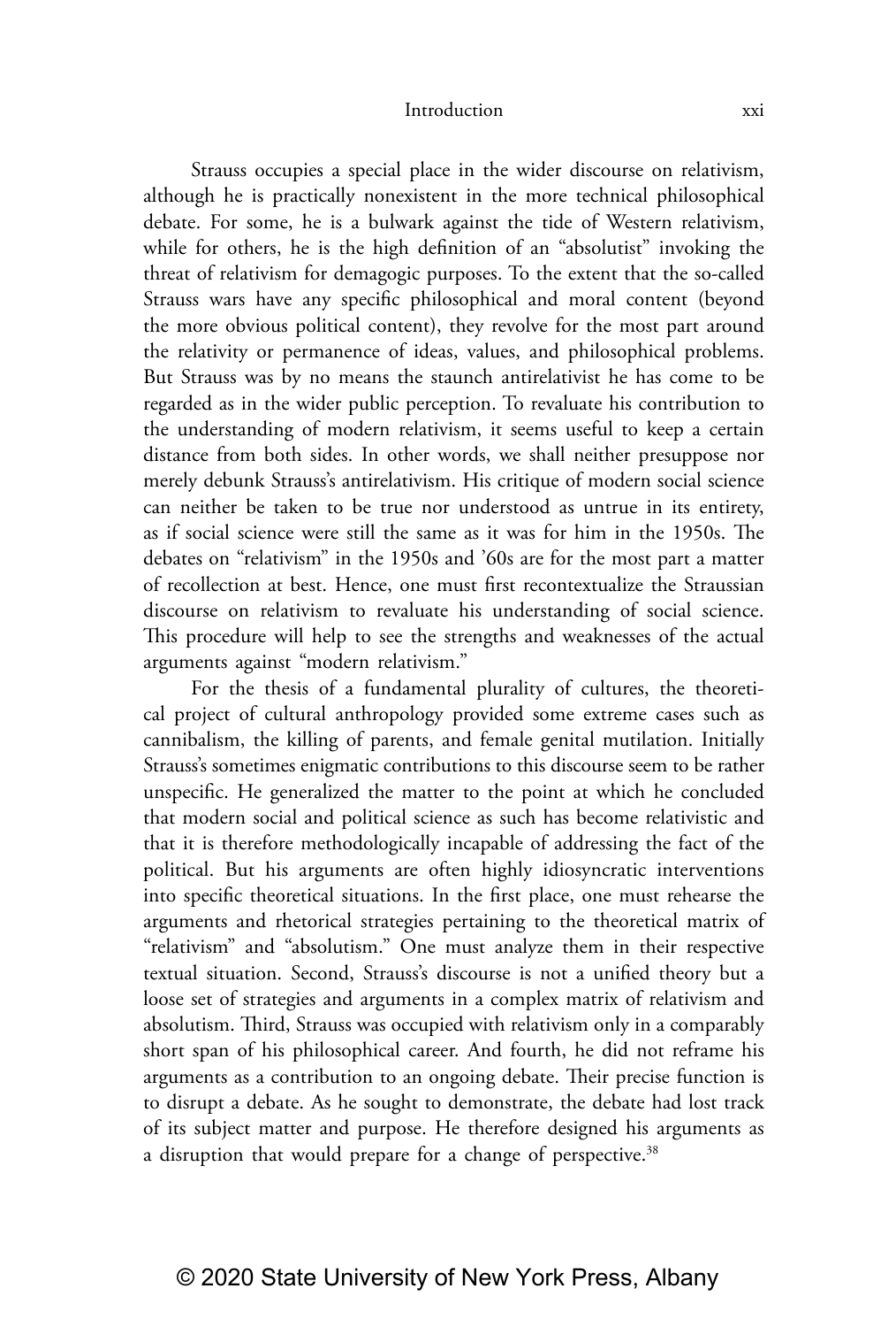Strauss occupies a special place in the wider discourse on relativism, although he is practically nonexistent in the more technical philosophical debate. For some, he is a bulwark against the tide of Western relativism, while for others, he is the high definition of an "absolutist" invoking the threat of relativism for demagogic purposes. To the extent that the so-called Strauss wars have any specific philosophical and moral content (beyond the more obvious political content), they revolve for the most part around the relativity or permanence of ideas, values, and philosophical problems. But Strauss was by no means the staunch antirelativist he has come to be regarded as in the wider public perception. To revaluate his contribution to the understanding of modern relativism, it seems useful to keep a certain distance from both sides. In other words, we shall neither presuppose nor merely debunk Strauss's antirelativism. His critique of modern social science can neither be taken to be true nor understood as untrue in its entirety, as if social science were still the same as it was for him in the 1950s. The debates on "relativism" in the 1950s and '60s are for the most part a matter of recollection at best. Hence, one must first recontextualize the Straussian discourse on relativism to revaluate his understanding of social science. This procedure will help to see the strengths and weaknesses of the actual arguments against "modern relativism."

For the thesis of a fundamental plurality of cultures, the theoretical project of cultural anthropology provided some extreme cases such as cannibalism, the killing of parents, and female genital mutilation. Initially Strauss's sometimes enigmatic contributions to this discourse seem to be rather unspecific. He generalized the matter to the point at which he concluded that modern social and political science as such has become relativistic and that it is therefore methodologically incapable of addressing the fact of the political. But his arguments are often highly idiosyncratic interventions into specific theoretical situations. In the first place, one must rehearse the arguments and rhetorical strategies pertaining to the theoretical matrix of "relativism" and "absolutism." One must analyze them in their respective textual situation. Second, Strauss's discourse is not a unified theory but a loose set of strategies and arguments in a complex matrix of relativism and absolutism. Third, Strauss was occupied with relativism only in a comparably short span of his philosophical career. And fourth, he did not reframe his arguments as a contribution to an ongoing debate. Their precise function is to disrupt a debate. As he sought to demonstrate, the debate had lost track of its subject matter and purpose. He therefore designed his arguments as a disruption that would prepare for a change of perspective.[38]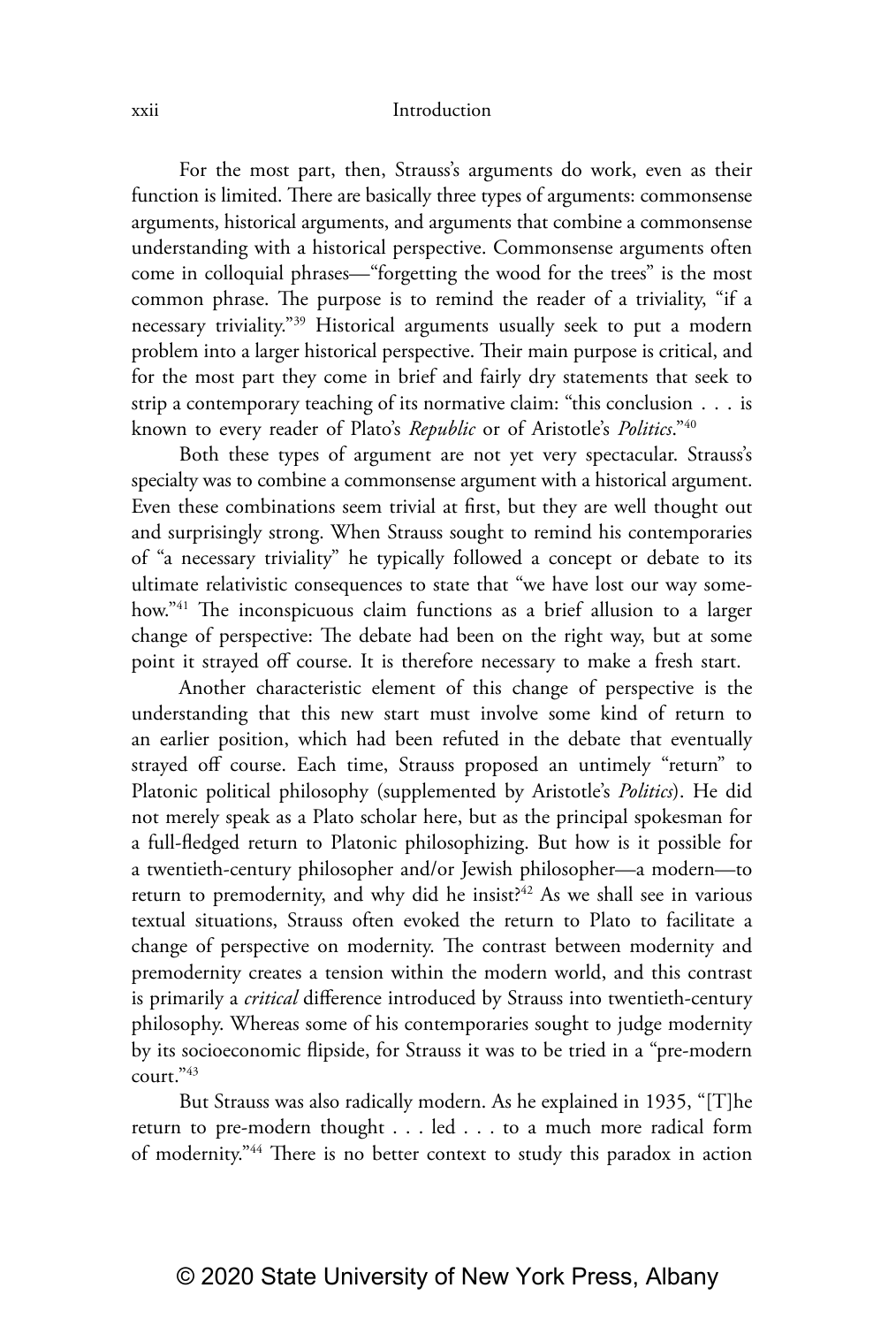For the most part, then, Strauss's arguments do work, even as their function is limited. There are basically three types of arguments: commonsense arguments, historical arguments, and arguments that combine a commonsense understanding with a historical perspective. Commonsense arguments often come in colloquial phrases—"forgetting the wood for the trees" is the most common phrase. The purpose is to remind the reader of a triviality, "if a necessary triviality."[39] Historical arguments usually seek to put a modern problem into a larger historical perspective. Their main purpose is critical, and for the most part they come in brief and fairly dry statements that seek to strip a contemporary teaching of its normative claim: "this conclusion . . . is known to every reader of Plato's *Republic* or of Aristotle's *Politics*."[40]

Both these types of argument are not yet very spectacular. Strauss's specialty was to combine a commonsense argument with a historical argument. Even these combinations seem trivial at first, but they are well thought out and surprisingly strong. When Strauss sought to remind his contemporaries of "a necessary triviality" he typically followed a concept or debate to its ultimate relativistic consequences to state that "we have lost our way somehow."[41] The inconspicuous claim functions as a brief allusion to a larger change of perspective: The debate had been on the right way, but at some point it strayed off course. It is therefore necessary to make a fresh start.

Another characteristic element of this change of perspective is the understanding that this new start must involve some kind of return to an earlier position, which had been refuted in the debate that eventually strayed off course. Each time, Strauss proposed an untimely "return" to Platonic political philosophy (supplemented by Aristotle's *Politics*). He did not merely speak as a Plato scholar here, but as the principal spokesman for a full-fledged return to Platonic philosophizing. But how is it possible for a twentieth-century philosopher and/or Jewish philosopher—a modern—to return to premodernity, and why did he insist?[42] As we shall see in various textual situations, Strauss often evoked the return to Plato to facilitate a change of perspective on modernity. The contrast between modernity and premodernity creates a tension within the modern world, and this contrast is primarily a *critical* difference introduced by Strauss into twentieth-century philosophy. Whereas some of his contemporaries sought to judge modernity by its socioeconomic flipside, for Strauss it was to be tried in a "pre-modern court."[43]

But Strauss was also radically modern. As he explained in 1935, "[T]he return to pre-modern thought . . . led . . . to a much more radical form of modernity."[44] There is no better context to study this paradox in action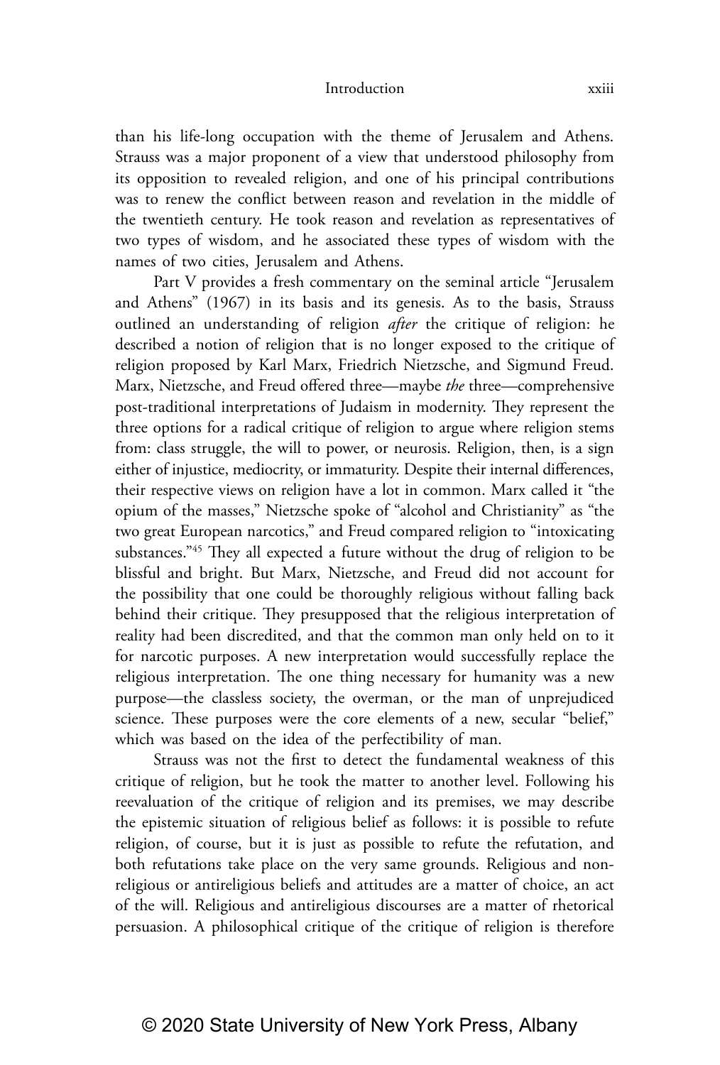than his life-long occupation with the theme of Jerusalem and Athens. Strauss was a major proponent of a view that understood philosophy from its opposition to revealed religion, and one of his principal contributions was to renew the conflict between reason and revelation in the middle of the twentieth century. He took reason and revelation as representatives of two types of wisdom, and he associated these types of wisdom with the names of two cities, Jerusalem and Athens.

Part V provides a fresh commentary on the seminal article "Jerusalem and Athens" (1967) in its basis and its genesis. As to the basis, Strauss outlined an understanding of religion *after* the critique of religion: he described a notion of religion that is no longer exposed to the critique of religion proposed by Karl Marx, Friedrich Nietzsche, and Sigmund Freud. Marx, Nietzsche, and Freud offered three—maybe *the* three—comprehensive post-traditional interpretations of Judaism in modernity. They represent the three options for a radical critique of religion to argue where religion stems from: class struggle, the will to power, or neurosis. Religion, then, is a sign either of injustice, mediocrity, or immaturity. Despite their internal differences, their respective views on religion have a lot in common. Marx called it "the opium of the masses," Nietzsche spoke of "alcohol and Christianity" as "the two great European narcotics," and Freud compared religion to "intoxicating substances."[45] They all expected a future without the drug of religion to be blissful and bright. But Marx, Nietzsche, and Freud did not account for the possibility that one could be thoroughly religious without falling back behind their critique. They presupposed that the religious interpretation of reality had been discredited, and that the common man only held on to it for narcotic purposes. A new interpretation would successfully replace the religious interpretation. The one thing necessary for humanity was a new purpose—the classless society, the overman, or the man of unprejudiced science. These purposes were the core elements of a new, secular "belief," which was based on the idea of the perfectibility of man.

Strauss was not the first to detect the fundamental weakness of this critique of religion, but he took the matter to another level. Following his reevaluation of the critique of religion and its premises, we may describe the epistemic situation of religious belief as follows: it is possible to refute religion, of course, but it is just as possible to refute the refutation, and both refutations take place on the very same grounds. Religious and non-religious or antireligious beliefs and attitudes are a matter of choice, an act of the will. Religious and antireligious discourses are a matter of rhetorical persuasion. A philosophical critique of the critique of religion is therefore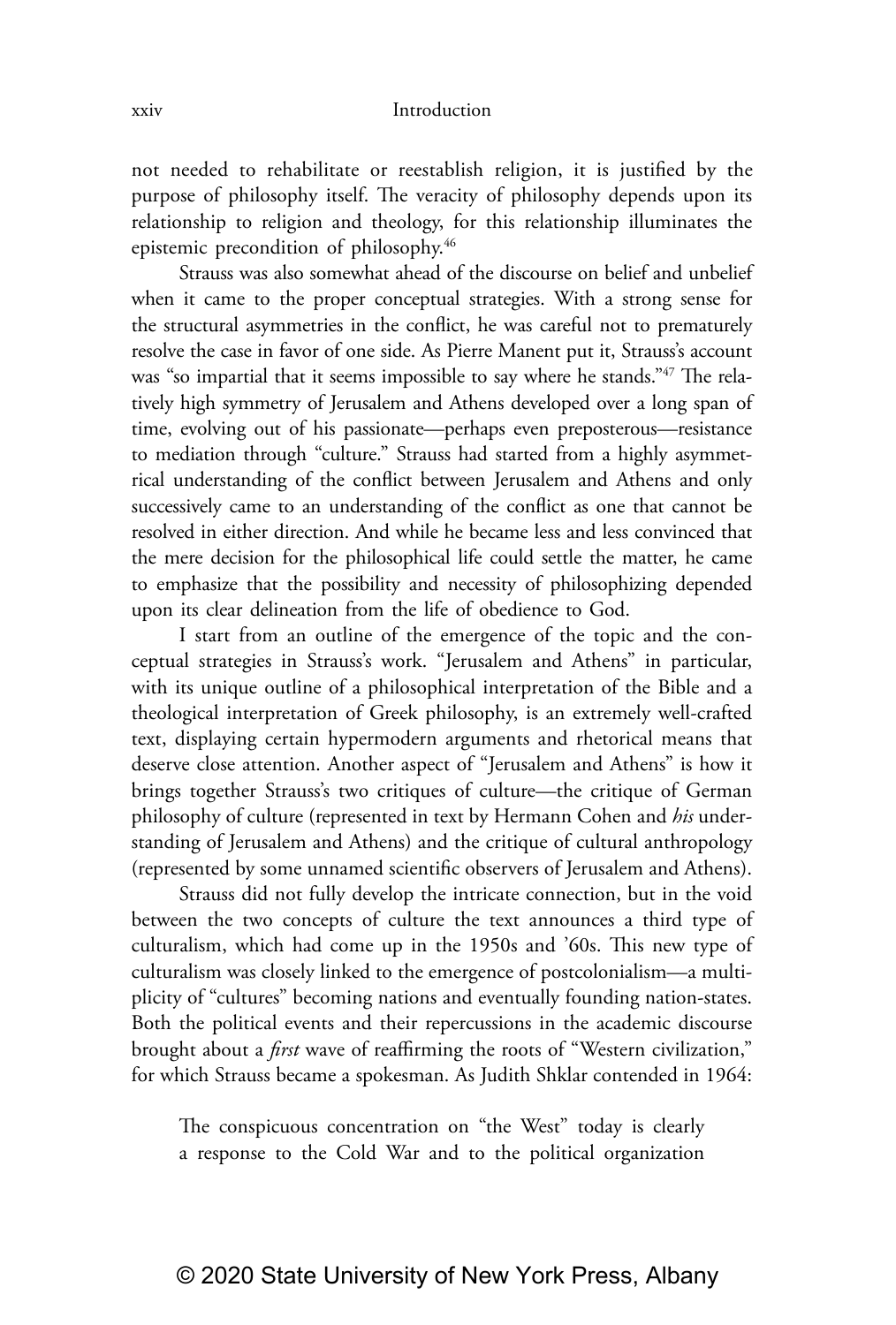not needed to rehabilitate or reestablish religion, it is justified by the purpose of philosophy itself. The veracity of philosophy depends upon its relationship to religion and theology, for this relationship illuminates the epistemic precondition of philosophy.[46]

Strauss was also somewhat ahead of the discourse on belief and unbelief when it came to the proper conceptual strategies. With a strong sense for the structural asymmetries in the conflict, he was careful not to prematurely resolve the case in favor of one side. As Pierre Manent put it, Strauss's account was "so impartial that it seems impossible to say where he stands."[47] The relatively high symmetry of Jerusalem and Athens developed over a long span of time, evolving out of his passionate—perhaps even preposterous—resistance to mediation through "culture." Strauss had started from a highly asymmetrical understanding of the conflict between Jerusalem and Athens and only successively came to an understanding of the conflict as one that cannot be resolved in either direction. And while he became less and less convinced that the mere decision for the philosophical life could settle the matter, he came to emphasize that the possibility and necessity of philosophizing depended upon its clear delineation from the life of obedience to God.

I start from an outline of the emergence of the topic and the conceptual strategies in Strauss's work. "Jerusalem and Athens" in particular, with its unique outline of a philosophical interpretation of the Bible and a theological interpretation of Greek philosophy, is an extremely well-crafted text, displaying certain hypermodern arguments and rhetorical means that deserve close attention. Another aspect of "Jerusalem and Athens" is how it brings together Strauss's two critiques of culture—the critique of German philosophy of culture (represented in text by Hermann Cohen and *his* understanding of Jerusalem and Athens) and the critique of cultural anthropology (represented by some unnamed scientific observers of Jerusalem and Athens).

Strauss did not fully develop the intricate connection, but in the void between the two concepts of culture the text announces a third type of culturalism, which had come up in the 1950s and '60s. This new type of culturalism was closely linked to the emergence of postcolonialism—a multiplicity of "cultures" becoming nations and eventually founding nation-states. Both the political events and their repercussions in the academic discourse brought about a *first* wave of reaffirming the roots of "Western civilization," for which Strauss became a spokesman. As Judith Shklar contended in 1964:

> The conspicuous concentration on "the West" today is clearly a response to the Cold War and to the political organization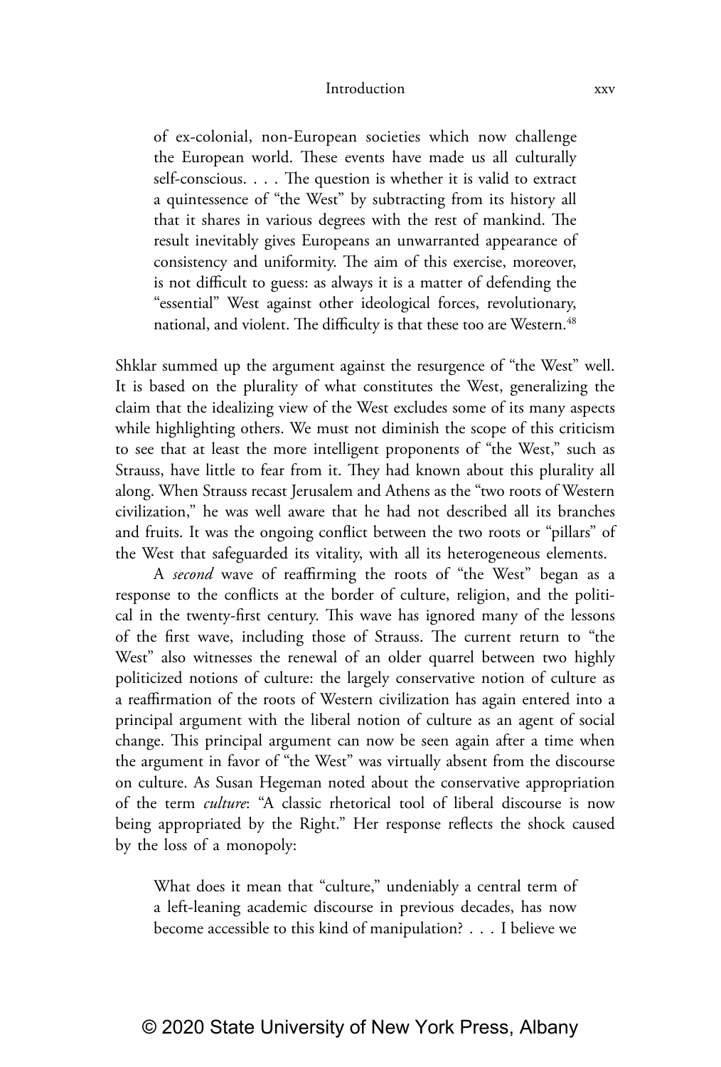> of ex-colonial, non-European societies which now challenge the European world. These events have made us all culturally self-conscious. . . . The question is whether it is valid to extract a quintessence of "the West" by subtracting from its history all that it shares in various degrees with the rest of mankind. The result inevitably gives Europeans an unwarranted appearance of consistency and uniformity. The aim of this exercise, moreover, is not difficult to guess: as always it is a matter of defending the "essential" West against other ideological forces, revolutionary, national, and violent. The difficulty is that these too are Western.[48]

Shklar summed up the argument against the resurgence of "the West" well. It is based on the plurality of what constitutes the West, generalizing the claim that the idealizing view of the West excludes some of its many aspects while highlighting others. We must not diminish the scope of this criticism to see that at least the more intelligent proponents of "the West," such as Strauss, have little to fear from it. They had known about this plurality all along. When Strauss recast Jerusalem and Athens as the "two roots of Western civilization," he was well aware that he had not described all its branches and fruits. It was the ongoing conflict between the two roots or "pillars" of the West that safeguarded its vitality, with all its heterogeneous elements.

A *second* wave of reaffirming the roots of "the West" began as a response to the conflicts at the border of culture, religion, and the political in the twenty-first century. This wave has ignored many of the lessons of the first wave, including those of Strauss. The current return to "the West" also witnesses the renewal of an older quarrel between two highly politicized notions of culture: the largely conservative notion of culture as a reaffirmation of the roots of Western civilization has again entered into a principal argument with the liberal notion of culture as an agent of social change. This principal argument can now be seen again after a time when the argument in favor of "the West" was virtually absent from the discourse on culture. As Susan Hegeman noted about the conservative appropriation of the term *culture*: "A classic rhetorical tool of liberal discourse is now being appropriated by the Right." Her response reflects the shock caused by the loss of a monopoly:

> What does it mean that "culture," undeniably a central term of a left-leaning academic discourse in previous decades, has now become accessible to this kind of manipulation? . . . I believe we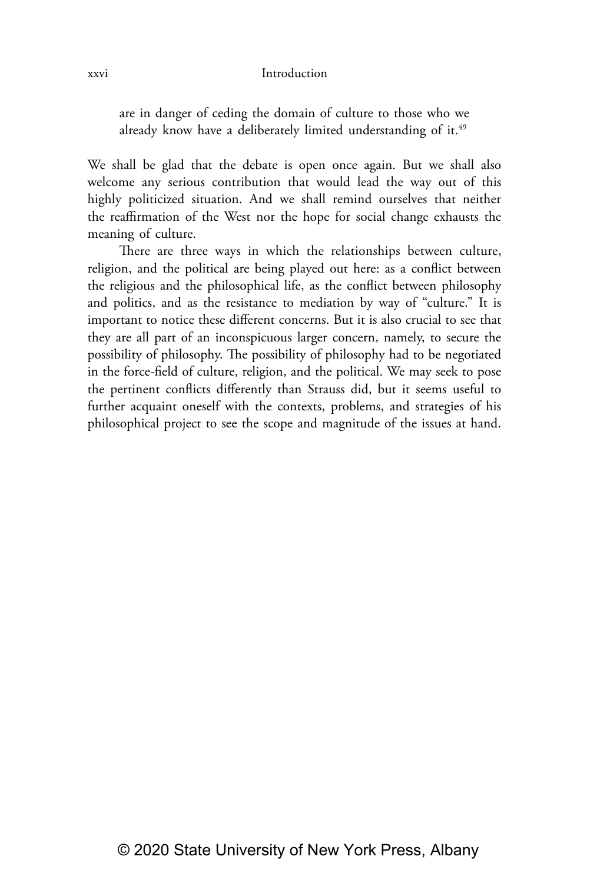> are in danger of ceding the domain of culture to those who we already know have a deliberately limited understanding of it.[49]

We shall be glad that the debate is open once again. But we shall also welcome any serious contribution that would lead the way out of this highly politicized situation. And we shall remind ourselves that neither the reaffirmation of the West nor the hope for social change exhausts the meaning of culture.

There are three ways in which the relationships between culture, religion, and the political are being played out here: as a conflict between the religious and the philosophical life, as the conflict between philosophy and politics, and as the resistance to mediation by way of "culture." It is important to notice these different concerns. But it is also crucial to see that they are all part of an inconspicuous larger concern, namely, to secure the possibility of philosophy. The possibility of philosophy had to be negotiated in the force-field of culture, religion, and the political. We may seek to pose the pertinent conflicts differently than Strauss did, but it seems useful to further acquaint oneself with the contexts, problems, and strategies of his philosophical project to see the scope and magnitude of the issues at hand.

© 2020 State University of New York Press, Albany